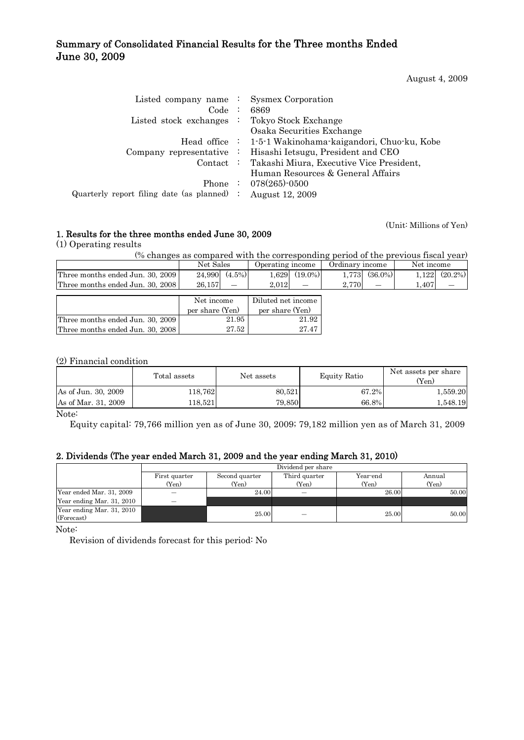# Summary of Consolidated Financial Results for the Three months Ended June 30, 2009

August 4, 2009

| | | |
|---|---|---|
| Listed company name | : | Sysmex Corporation |
| Code | : | 6869 |
| Listed stock exchanges | : | Tokyo Stock Exchange<br>Osaka Securities Exchange |
| Head office | : | 1-5-1 Wakinohama-kaigandori, Chuo-ku, Kobe |
| Company representative | : | Hisashi Ietsugu, President and CEO |
| Contact | : | Takashi Miura, Executive Vice President,<br>Human Resources & General Affairs |
| Phone | : | 078(265)-0500 |
| Quarterly report filing date (as planned) | : | August 12, 2009 |

(Unit: Millions of Yen)

## 1. Results for the three months ended June 30, 2009

(1) Operating results

(% changes as compared with the corresponding period of the previous fiscal year)

| | Net Sales | | Operating income | | Ordinary income | | Net income | |
|---|---|---|---|---|---|---|---|---|
| Three months ended Jun. 30, 2009 | 24,990 | (4.5%) | 1,629 | (19.0%) | 1,773 | (36.0%) | 1,122 | (20.2%) |
| Three months ended Jun. 30, 2008 | 26,157 | — | 2,012 | — | 2,770 | — | 1,407 | — |

| | Net income per share (Yen) | Diluted net income per share (Yen) |
|---|---|---|
| Three months ended Jun. 30, 2009 | 21.95 | 21.92 |
| Three months ended Jun. 30, 2008 | 27.52 | 27.47 |

(2) Financial condition

| | Total assets | Net assets | Equity Ratio | Net assets per share (Yen) |
|---|---|---|---|---|
| As of Jun. 30, 2009 | 118,762 | 80,521 | 67.2% | 1,559.20 |
| As of Mar. 31, 2009 | 118,521 | 79,850 | 66.8% | 1,548.19 |

Note:

Equity capital: 79,766 million yen as of June 30, 2009; 79,182 million yen as of March 31, 2009

## 2. Dividends (The year ended March 31, 2009 and the year ending March 31, 2010)

| | Dividend per share | | | | |
|---|---|---|---|---|---|
| | First quarter (Yen) | Second quarter (Yen) | Third quarter (Yen) | Year-end (Yen) | Annual (Yen) |
| Year ended Mar. 31, 2009 | — | 24.00 | — | 26.00 | 50.00 |
| Year ending Mar. 31, 2010 | — | | | | |
| Year ending Mar. 31, 2010 (Forecast) | | 25.00 | — | 25.00 | 50.00 |

Note:

Revision of dividends forecast for this period: No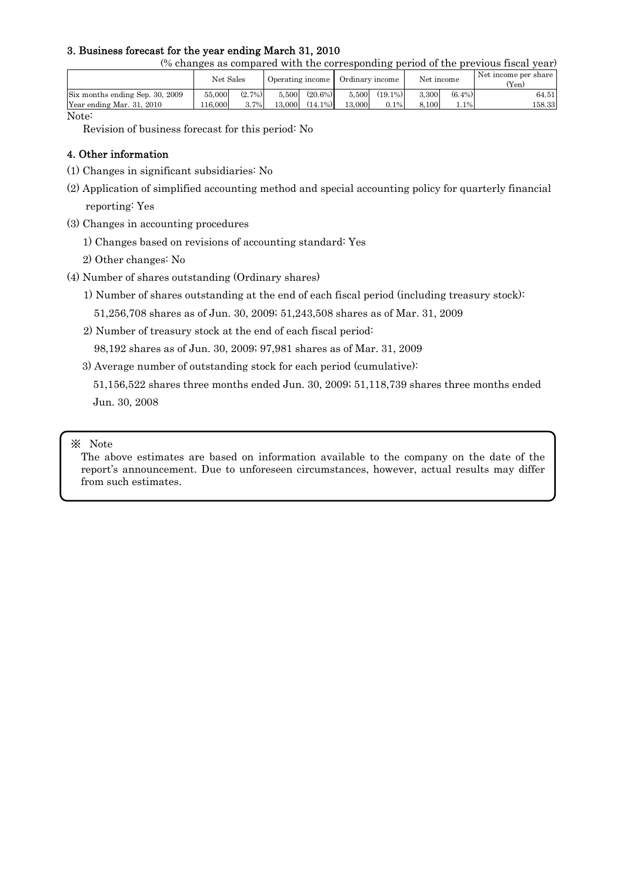### 3. Business forecast for the year ending March 31, 2010

(% changes as compared with the corresponding period of the previous fiscal year)

| | Net Sales | | Operating income | | Ordinary income | | Net income | | Net income per share (Yen) |
|---|---|---|---|---|---|---|---|---|---|
| Six months ending Sep. 30, 2009 | 55,000 | (2.7%) | 5,500 | (20.6%) | 5,500 | (19.1%) | 3,300 | (6.4%) | 64.51 |
| Year ending Mar. 31, 2010 | 116,000 | 3.7% | 13,000 | (14.1%) | 13,000 | 0.1% | 8,100 | 1.1% | 158.33 |

Note:

Revision of business forecast for this period: No

### 4. Other information

(1) Changes in significant subsidiaries: No

(2) Application of simplified accounting method and special accounting policy for quarterly financial reporting: Yes

(3) Changes in accounting procedures

1) Changes based on revisions of accounting standard: Yes

2) Other changes: No

(4) Number of shares outstanding (Ordinary shares)

1) Number of shares outstanding at the end of each fiscal period (including treasury stock):

51,256,708 shares as of Jun. 30, 2009; 51,243,508 shares as of Mar. 31, 2009

2) Number of treasury stock at the end of each fiscal period:

98,192 shares as of Jun. 30, 2009; 97,981 shares as of Mar. 31, 2009

3) Average number of outstanding stock for each period (cumulative):

51,156,522 shares three months ended Jun. 30, 2009; 51,118,739 shares three months ended Jun. 30, 2008

※ Note

The above estimates are based on information available to the company on the date of the report's announcement. Due to unforeseen circumstances, however, actual results may differ from such estimates.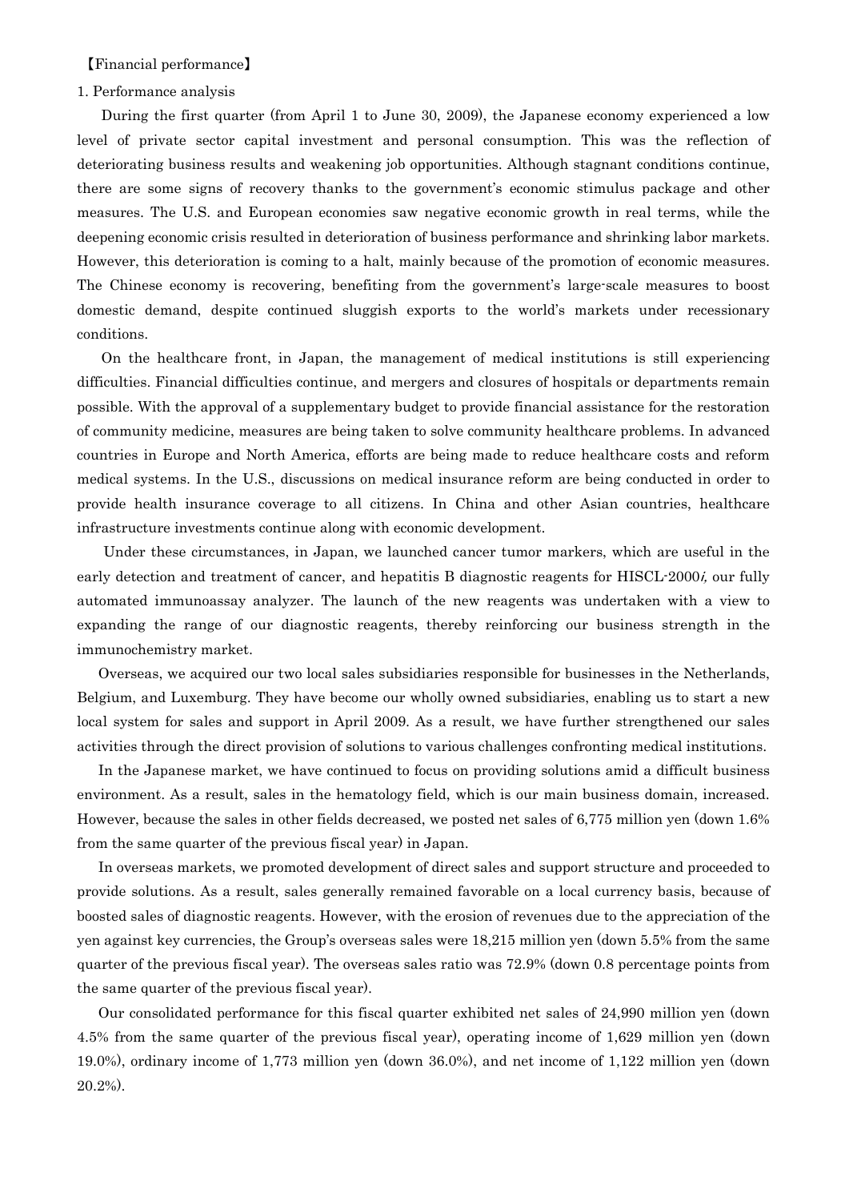【Financial performance】

1. Performance analysis

During the first quarter (from April 1 to June 30, 2009), the Japanese economy experienced a low level of private sector capital investment and personal consumption. This was the reflection of deteriorating business results and weakening job opportunities. Although stagnant conditions continue, there are some signs of recovery thanks to the government's economic stimulus package and other measures. The U.S. and European economies saw negative economic growth in real terms, while the deepening economic crisis resulted in deterioration of business performance and shrinking labor markets. However, this deterioration is coming to a halt, mainly because of the promotion of economic measures. The Chinese economy is recovering, benefiting from the government's large-scale measures to boost domestic demand, despite continued sluggish exports to the world's markets under recessionary conditions.

On the healthcare front, in Japan, the management of medical institutions is still experiencing difficulties. Financial difficulties continue, and mergers and closures of hospitals or departments remain possible. With the approval of a supplementary budget to provide financial assistance for the restoration of community medicine, measures are being taken to solve community healthcare problems. In advanced countries in Europe and North America, efforts are being made to reduce healthcare costs and reform medical systems. In the U.S., discussions on medical insurance reform are being conducted in order to provide health insurance coverage to all citizens. In China and other Asian countries, healthcare infrastructure investments continue along with economic development.

Under these circumstances, in Japan, we launched cancer tumor markers, which are useful in the early detection and treatment of cancer, and hepatitis B diagnostic reagents for HISCL-2000*i*, our fully automated immunoassay analyzer. The launch of the new reagents was undertaken with a view to expanding the range of our diagnostic reagents, thereby reinforcing our business strength in the immunochemistry market.

Overseas, we acquired our two local sales subsidiaries responsible for businesses in the Netherlands, Belgium, and Luxemburg. They have become our wholly owned subsidiaries, enabling us to start a new local system for sales and support in April 2009. As a result, we have further strengthened our sales activities through the direct provision of solutions to various challenges confronting medical institutions.

In the Japanese market, we have continued to focus on providing solutions amid a difficult business environment. As a result, sales in the hematology field, which is our main business domain, increased. However, because the sales in other fields decreased, we posted net sales of 6,775 million yen (down 1.6% from the same quarter of the previous fiscal year) in Japan.

In overseas markets, we promoted development of direct sales and support structure and proceeded to provide solutions. As a result, sales generally remained favorable on a local currency basis, because of boosted sales of diagnostic reagents. However, with the erosion of revenues due to the appreciation of the yen against key currencies, the Group's overseas sales were 18,215 million yen (down 5.5% from the same quarter of the previous fiscal year). The overseas sales ratio was 72.9% (down 0.8 percentage points from the same quarter of the previous fiscal year).

Our consolidated performance for this fiscal quarter exhibited net sales of 24,990 million yen (down 4.5% from the same quarter of the previous fiscal year), operating income of 1,629 million yen (down 19.0%), ordinary income of 1,773 million yen (down 36.0%), and net income of 1,122 million yen (down 20.2%).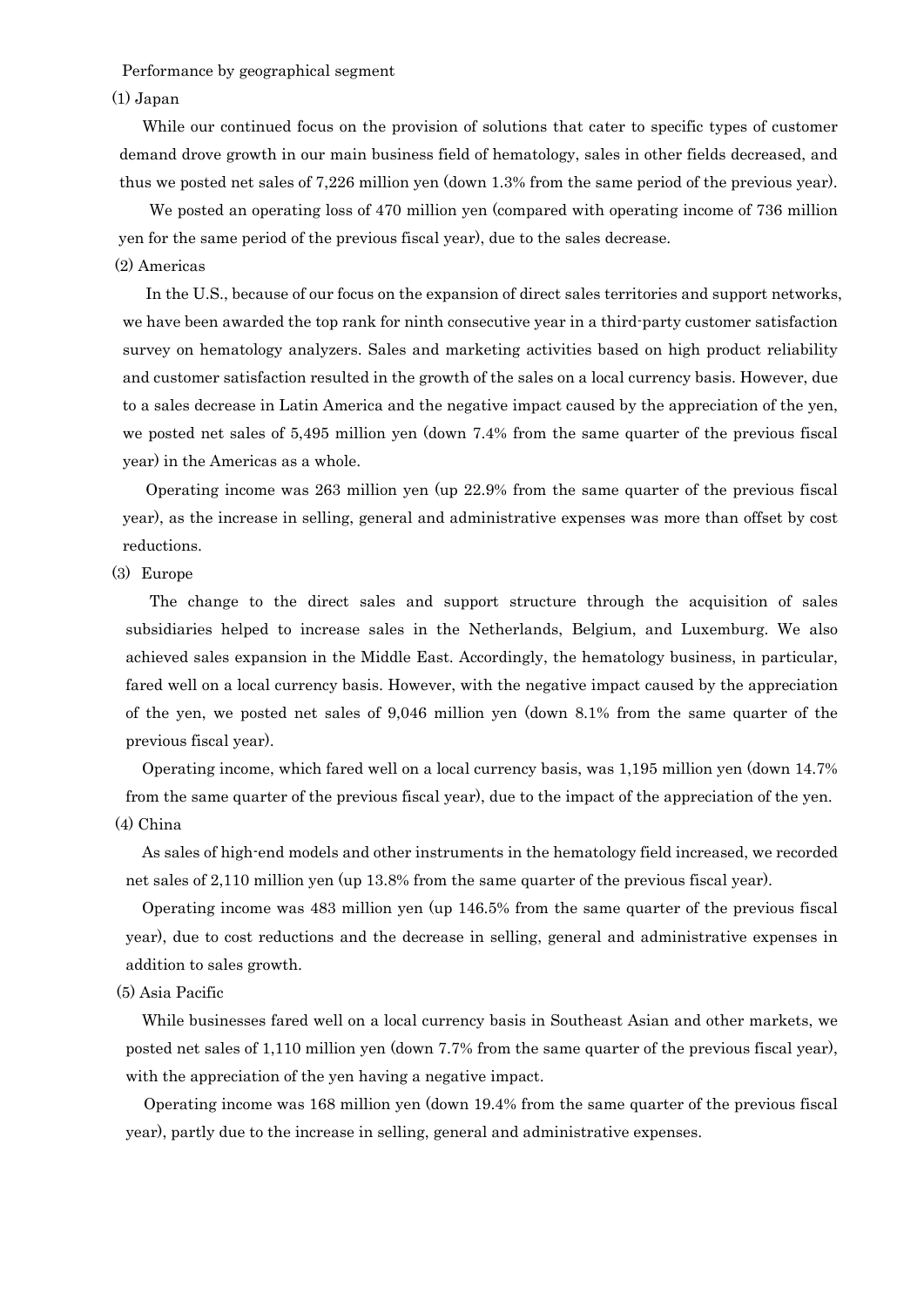Performance by geographical segment

(1) Japan

While our continued focus on the provision of solutions that cater to specific types of customer demand drove growth in our main business field of hematology, sales in other fields decreased, and thus we posted net sales of 7,226 million yen (down 1.3% from the same period of the previous year).

We posted an operating loss of 470 million yen (compared with operating income of 736 million yen for the same period of the previous fiscal year), due to the sales decrease.

(2) Americas

In the U.S., because of our focus on the expansion of direct sales territories and support networks, we have been awarded the top rank for ninth consecutive year in a third-party customer satisfaction survey on hematology analyzers. Sales and marketing activities based on high product reliability and customer satisfaction resulted in the growth of the sales on a local currency basis. However, due to a sales decrease in Latin America and the negative impact caused by the appreciation of the yen, we posted net sales of 5,495 million yen (down 7.4% from the same quarter of the previous fiscal year) in the Americas as a whole.

Operating income was 263 million yen (up 22.9% from the same quarter of the previous fiscal year), as the increase in selling, general and administrative expenses was more than offset by cost reductions.

(3) Europe

The change to the direct sales and support structure through the acquisition of sales subsidiaries helped to increase sales in the Netherlands, Belgium, and Luxemburg. We also achieved sales expansion in the Middle East. Accordingly, the hematology business, in particular, fared well on a local currency basis. However, with the negative impact caused by the appreciation of the yen, we posted net sales of 9,046 million yen (down 8.1% from the same quarter of the previous fiscal year).

Operating income, which fared well on a local currency basis, was 1,195 million yen (down 14.7% from the same quarter of the previous fiscal year), due to the impact of the appreciation of the yen.

(4) China

As sales of high-end models and other instruments in the hematology field increased, we recorded net sales of 2,110 million yen (up 13.8% from the same quarter of the previous fiscal year).

Operating income was 483 million yen (up 146.5% from the same quarter of the previous fiscal year), due to cost reductions and the decrease in selling, general and administrative expenses in addition to sales growth.

(5) Asia Pacific

While businesses fared well on a local currency basis in Southeast Asian and other markets, we posted net sales of 1,110 million yen (down 7.7% from the same quarter of the previous fiscal year), with the appreciation of the yen having a negative impact.

Operating income was 168 million yen (down 19.4% from the same quarter of the previous fiscal year), partly due to the increase in selling, general and administrative expenses.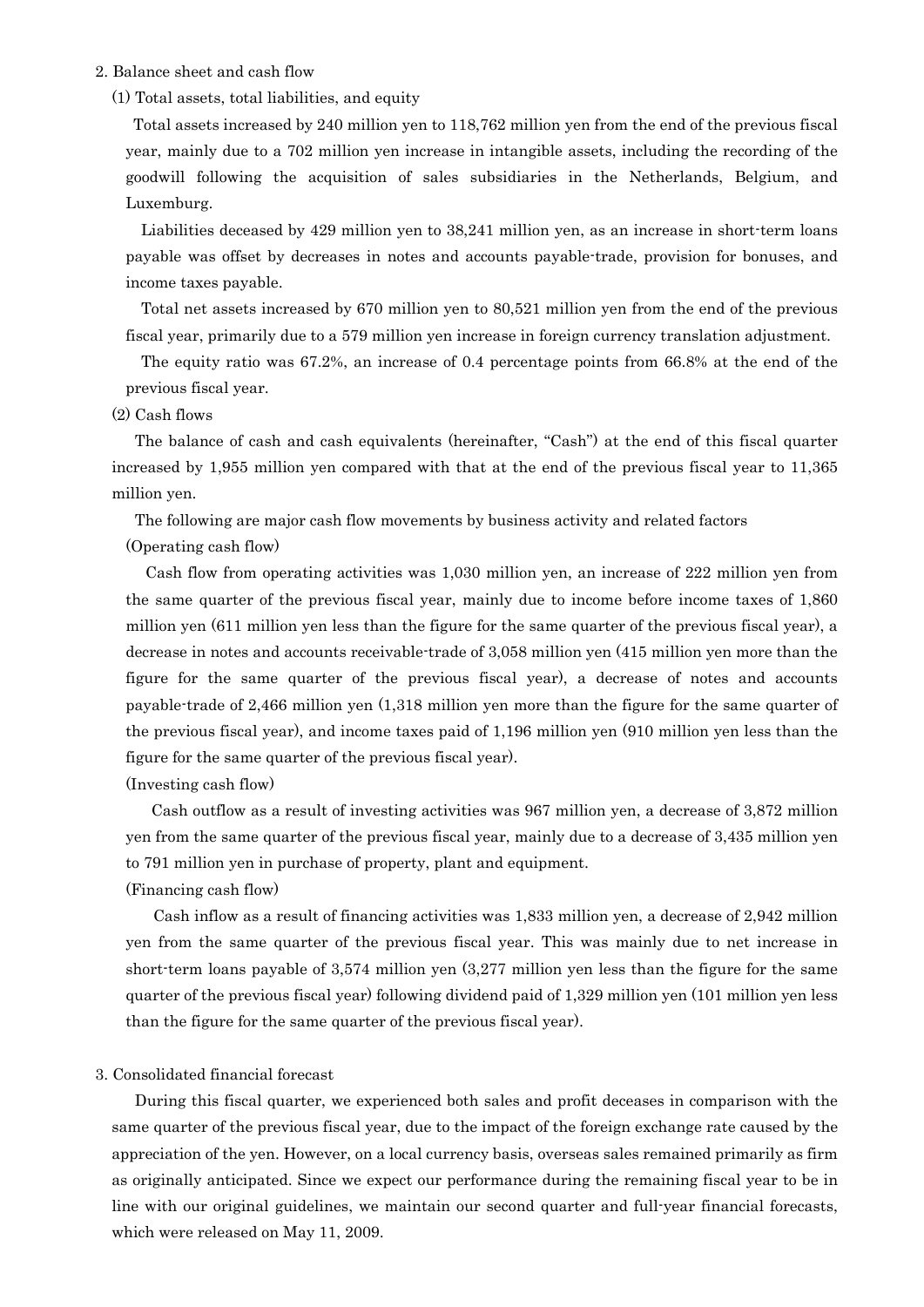## 2. Balance sheet and cash flow

### (1) Total assets, total liabilities, and equity

Total assets increased by 240 million yen to 118,762 million yen from the end of the previous fiscal year, mainly due to a 702 million yen increase in intangible assets, including the recording of the goodwill following the acquisition of sales subsidiaries in the Netherlands, Belgium, and Luxemburg.

Liabilities deceased by 429 million yen to 38,241 million yen, as an increase in short-term loans payable was offset by decreases in notes and accounts payable-trade, provision for bonuses, and income taxes payable.

Total net assets increased by 670 million yen to 80,521 million yen from the end of the previous fiscal year, primarily due to a 579 million yen increase in foreign currency translation adjustment.

The equity ratio was 67.2%, an increase of 0.4 percentage points from 66.8% at the end of the previous fiscal year.

### (2) Cash flows

The balance of cash and cash equivalents (hereinafter, "Cash") at the end of this fiscal quarter increased by 1,955 million yen compared with that at the end of the previous fiscal year to 11,365 million yen.

The following are major cash flow movements by business activity and related factors

(Operating cash flow)

Cash flow from operating activities was 1,030 million yen, an increase of 222 million yen from the same quarter of the previous fiscal year, mainly due to income before income taxes of 1,860 million yen (611 million yen less than the figure for the same quarter of the previous fiscal year), a decrease in notes and accounts receivable-trade of 3,058 million yen (415 million yen more than the figure for the same quarter of the previous fiscal year), a decrease of notes and accounts payable-trade of 2,466 million yen (1,318 million yen more than the figure for the same quarter of the previous fiscal year), and income taxes paid of 1,196 million yen (910 million yen less than the figure for the same quarter of the previous fiscal year).

(Investing cash flow)

Cash outflow as a result of investing activities was 967 million yen, a decrease of 3,872 million yen from the same quarter of the previous fiscal year, mainly due to a decrease of 3,435 million yen to 791 million yen in purchase of property, plant and equipment.

(Financing cash flow)

Cash inflow as a result of financing activities was 1,833 million yen, a decrease of 2,942 million yen from the same quarter of the previous fiscal year. This was mainly due to net increase in short-term loans payable of 3,574 million yen (3,277 million yen less than the figure for the same quarter of the previous fiscal year) following dividend paid of 1,329 million yen (101 million yen less than the figure for the same quarter of the previous fiscal year).

## 3. Consolidated financial forecast

During this fiscal quarter, we experienced both sales and profit deceases in comparison with the same quarter of the previous fiscal year, due to the impact of the foreign exchange rate caused by the appreciation of the yen. However, on a local currency basis, overseas sales remained primarily as firm as originally anticipated. Since we expect our performance during the remaining fiscal year to be in line with our original guidelines, we maintain our second quarter and full-year financial forecasts, which were released on May 11, 2009.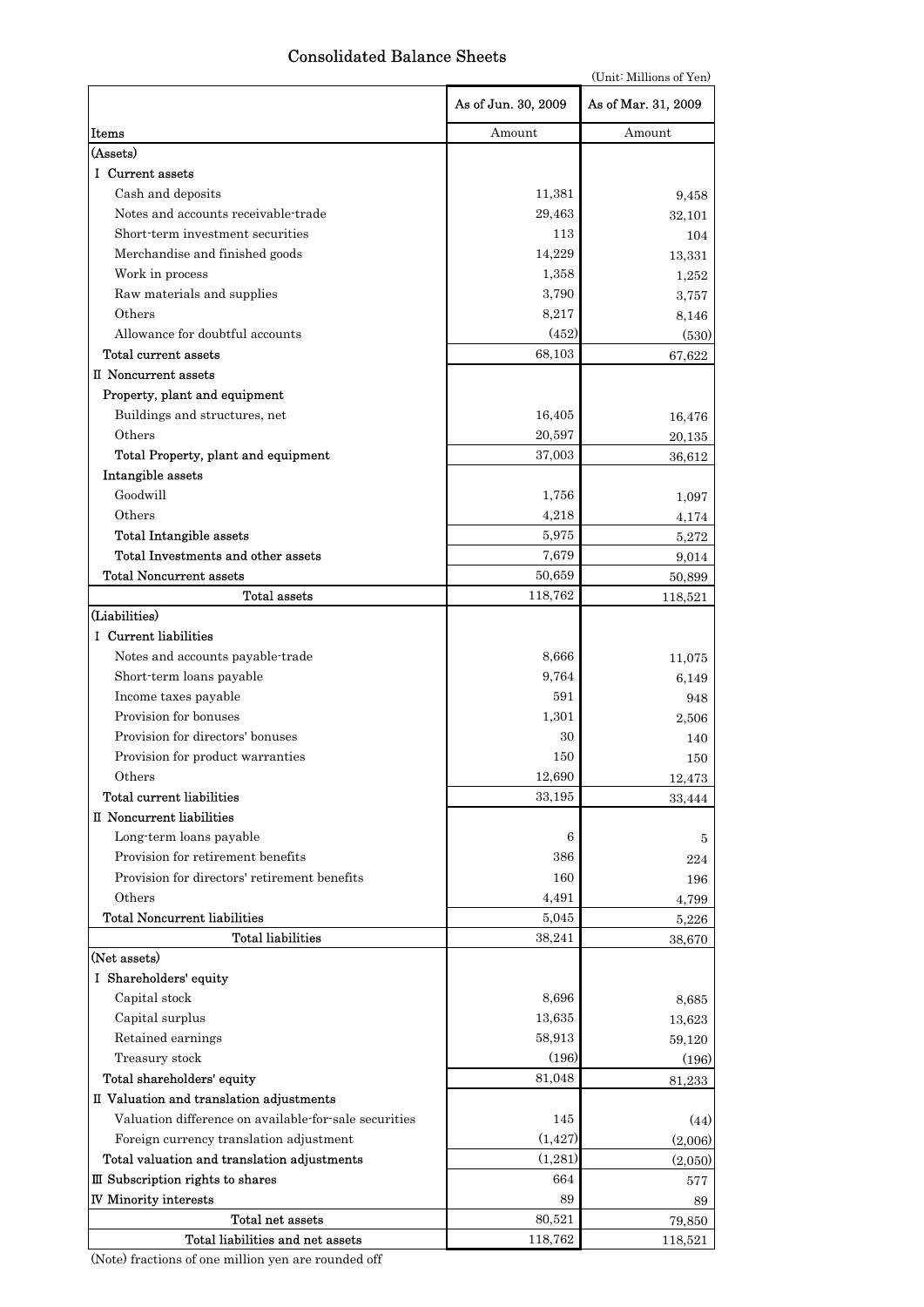## Consolidated Balance Sheets

(Unit: Millions of Yen)

| Items | As of Jun. 30, 2009 Amount | As of Mar. 31, 2009 Amount |
|---|---|---|
| (Assets) | | |
| I Current assets | | |
| Cash and deposits | 11,381 | 9,458 |
| Notes and accounts receivable-trade | 29,463 | 32,101 |
| Short-term investment securities | 113 | 104 |
| Merchandise and finished goods | 14,229 | 13,331 |
| Work in process | 1,358 | 1,252 |
| Raw materials and supplies | 3,790 | 3,757 |
| Others | 8,217 | 8,146 |
| Allowance for doubtful accounts | (452) | (530) |
| Total current assets | 68,103 | 67,622 |
| II Noncurrent assets | | |
| Property, plant and equipment | | |
| Buildings and structures, net | 16,405 | 16,476 |
| Others | 20,597 | 20,135 |
| Total Property, plant and equipment | 37,003 | 36,612 |
| Intangible assets | | |
| Goodwill | 1,756 | 1,097 |
| Others | 4,218 | 4,174 |
| Total Intangible assets | 5,975 | 5,272 |
| Total Investments and other assets | 7,679 | 9,014 |
| Total Noncurrent assets | 50,659 | 50,899 |
| Total assets | 118,762 | 118,521 |
| (Liabilities) | | |
| I Current liabilities | | |
| Notes and accounts payable-trade | 8,666 | 11,075 |
| Short-term loans payable | 9,764 | 6,149 |
| Income taxes payable | 591 | 948 |
| Provision for bonuses | 1,301 | 2,506 |
| Provision for directors' bonuses | 30 | 140 |
| Provision for product warranties | 150 | 150 |
| Others | 12,690 | 12,473 |
| Total current liabilities | 33,195 | 33,444 |
| II Noncurrent liabilities | | |
| Long-term loans payable | 6 | 5 |
| Provision for retirement benefits | 386 | 224 |
| Provision for directors' retirement benefits | 160 | 196 |
| Others | 4,491 | 4,799 |
| Total Noncurrent liabilities | 5,045 | 5,226 |
| Total liabilities | 38,241 | 38,670 |
| (Net assets) | | |
| I Shareholders' equity | | |
| Capital stock | 8,696 | 8,685 |
| Capital surplus | 13,635 | 13,623 |
| Retained earnings | 58,913 | 59,120 |
| Treasury stock | (196) | (196) |
| Total shareholders' equity | 81,048 | 81,233 |
| II Valuation and translation adjustments | | |
| Valuation difference on available-for-sale securities | 145 | (44) |
| Foreign currency translation adjustment | (1,427) | (2,006) |
| Total valuation and translation adjustments | (1,281) | (2,050) |
| III Subscription rights to shares | 664 | 577 |
| IV Minority interests | 89 | 89 |
| Total net assets | 80,521 | 79,850 |
| Total liabilities and net assets | 118,762 | 118,521 |

(Note) fractions of one million yen are rounded off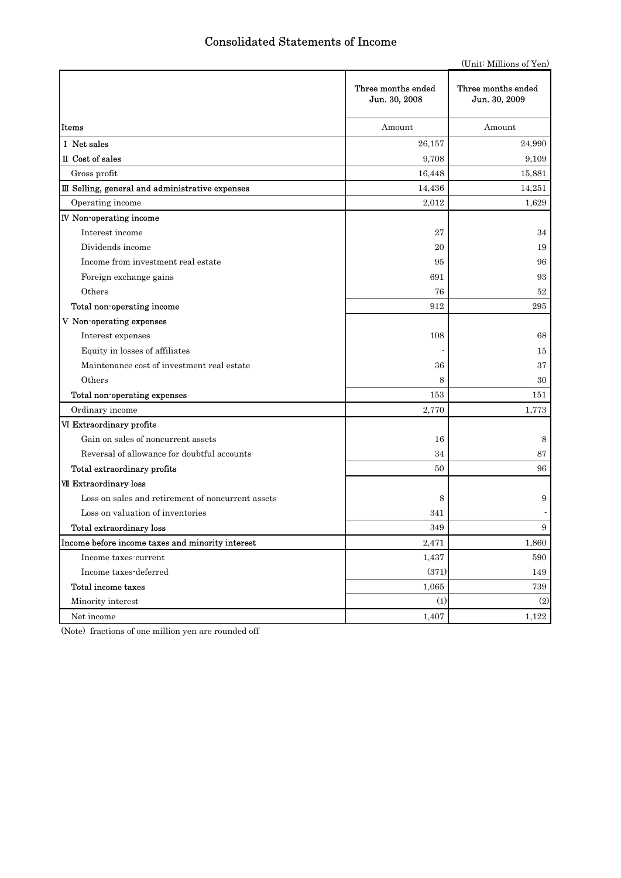# Consolidated Statements of Income

(Unit: Millions of Yen)

| Items | Three months ended Jun. 30, 2008 | Three months ended Jun. 30, 2009 |
|---|---|---|
| | Amount | Amount |
| Ⅰ Net sales | 26,157 | 24,990 |
| Ⅱ Cost of sales | 9,708 | 9,109 |
| Gross profit | 16,448 | 15,881 |
| Ⅲ Selling, general and administrative expenses | 14,436 | 14,251 |
| Operating income | 2,012 | 1,629 |
| Ⅳ Non-operating income | | |
| Interest income | 27 | 34 |
| Dividends income | 20 | 19 |
| Income from investment real estate | 95 | 96 |
| Foreign exchange gains | 691 | 93 |
| Others | 76 | 52 |
| Total non-operating income | 912 | 295 |
| Ⅴ Non-operating expenses | | |
| Interest expenses | 108 | 68 |
| Equity in losses of affiliates | - | 15 |
| Maintenance cost of investment real estate | 36 | 37 |
| Others | 8 | 30 |
| Total non-operating expenses | 153 | 151 |
| Ordinary income | 2,770 | 1,773 |
| Ⅵ Extraordinary profits | | |
| Gain on sales of noncurrent assets | 16 | 8 |
| Reversal of allowance for doubtful accounts | 34 | 87 |
| Total extraordinary profits | 50 | 96 |
| Ⅶ Extraordinary loss | | |
| Loss on sales and retirement of noncurrent assets | 8 | 9 |
| Loss on valuation of inventories | 341 | - |
| Total extraordinary loss | 349 | 9 |
| Income before income taxes and minority interest | 2,471 | 1,860 |
| Income taxes-current | 1,437 | 590 |
| Income taxes-deferred | (371) | 149 |
| Total income taxes | 1,065 | 739 |
| Minority interest | (1) | (2) |
| Net income | 1,407 | 1,122 |

(Note) fractions of one million yen are rounded off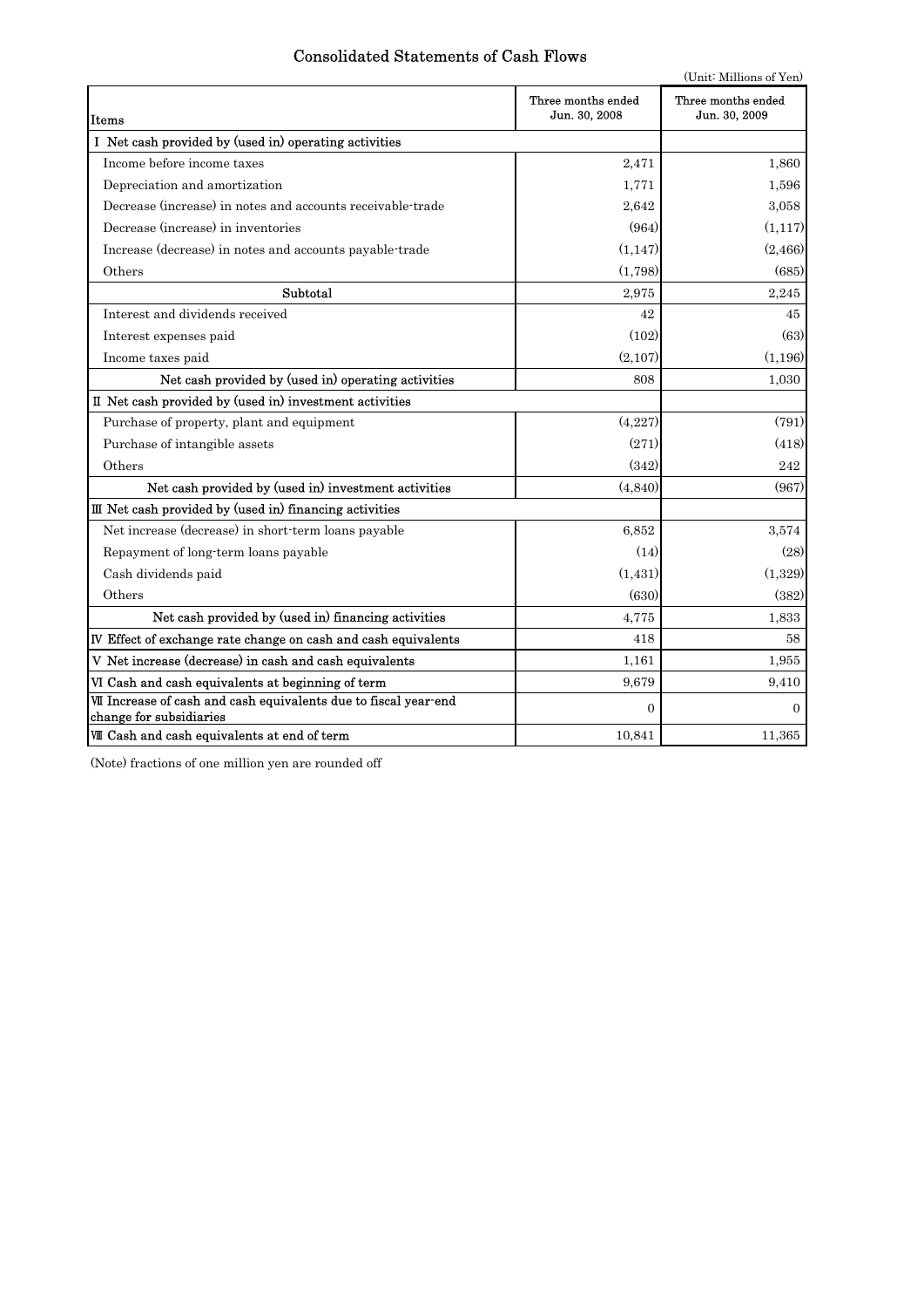# Consolidated Statements of Cash Flows

(Unit: Millions of Yen)

| Items | Three months ended Jun. 30, 2008 | Three months ended Jun. 30, 2009 |
|---|---|---|
| Ⅰ Net cash provided by (used in) operating activities | | |
| Income before income taxes | 2,471 | 1,860 |
| Depreciation and amortization | 1,771 | 1,596 |
| Decrease (increase) in notes and accounts receivable-trade | 2,642 | 3,058 |
| Decrease (increase) in inventories | (964) | (1,117) |
| Increase (decrease) in notes and accounts payable-trade | (1,147) | (2,466) |
| Others | (1,798) | (685) |
| Subtotal | 2,975 | 2,245 |
| Interest and dividends received | 42 | 45 |
| Interest expenses paid | (102) | (63) |
| Income taxes paid | (2,107) | (1,196) |
| Net cash provided by (used in) operating activities | 808 | 1,030 |
| Ⅱ Net cash provided by (used in) investment activities | | |
| Purchase of property, plant and equipment | (4,227) | (791) |
| Purchase of intangible assets | (271) | (418) |
| Others | (342) | 242 |
| Net cash provided by (used in) investment activities | (4,840) | (967) |
| Ⅲ Net cash provided by (used in) financing activities | | |
| Net increase (decrease) in short-term loans payable | 6,852 | 3,574 |
| Repayment of long-term loans payable | (14) | (28) |
| Cash dividends paid | (1,431) | (1,329) |
| Others | (630) | (382) |
| Net cash provided by (used in) financing activities | 4,775 | 1,833 |
| Ⅳ Effect of exchange rate change on cash and cash equivalents | 418 | 58 |
| Ⅴ Net increase (decrease) in cash and cash equivalents | 1,161 | 1,955 |
| Ⅵ Cash and cash equivalents at beginning of term | 9,679 | 9,410 |
| Ⅶ Increase of cash and cash equivalents due to fiscal year-end change for subsidiaries | 0 | 0 |
| Ⅷ Cash and cash equivalents at end of term | 10,841 | 11,365 |

(Note) fractions of one million yen are rounded off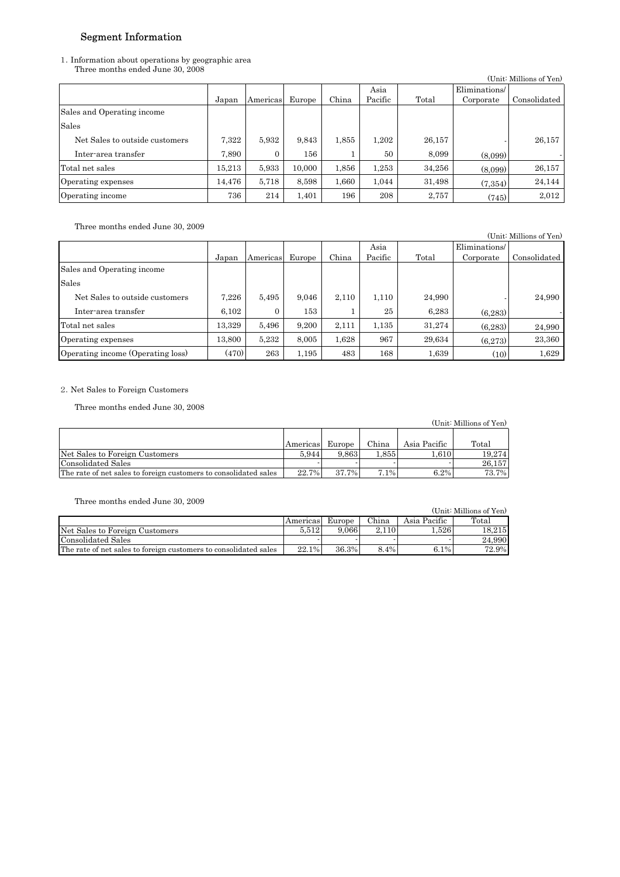# Segment Information

1. Information about operations by geographic area

Three months ended June 30, 2008

(Unit: Millions of Yen)

| | Japan | Americas | Europe | China | Asia Pacific | Total | Eliminations/ Corporate | Consolidated |
|---|---|---|---|---|---|---|---|---|
| Sales and Operating income | | | | | | | | |
| Sales | | | | | | | | |
| Net Sales to outside customers | 7,322 | 5,932 | 9,843 | 1,855 | 1,202 | 26,157 | - | 26,157 |
| Inter-area transfer | 7,890 | 0 | 156 | 1 | 50 | 8,099 | (8,099) | - |
| Total net sales | 15,213 | 5,933 | 10,000 | 1,856 | 1,253 | 34,256 | (8,099) | 26,157 |
| Operating expenses | 14,476 | 5,718 | 8,598 | 1,660 | 1,044 | 31,498 | (7,354) | 24,144 |
| Operating income | 736 | 214 | 1,401 | 196 | 208 | 2,757 | (745) | 2,012 |

Three months ended June 30, 2009

(Unit: Millions of Yen)

| | Japan | Americas | Europe | China | Asia Pacific | Total | Eliminations/ Corporate | Consolidated |
|---|---|---|---|---|---|---|---|---|
| Sales and Operating income | | | | | | | | |
| Sales | | | | | | | | |
| Net Sales to outside customers | 7,226 | 5,495 | 9,046 | 2,110 | 1,110 | 24,990 | - | 24,990 |
| Inter-area transfer | 6,102 | 0 | 153 | 1 | 25 | 6,283 | (6,283) | - |
| Total net sales | 13,329 | 5,496 | 9,200 | 2,111 | 1,135 | 31,274 | (6,283) | 24,990 |
| Operating expenses | 13,800 | 5,232 | 8,005 | 1,628 | 967 | 29,634 | (6,273) | 23,360 |
| Operating income (Operating loss) | (470) | 263 | 1,195 | 483 | 168 | 1,639 | (10) | 1,629 |

2. Net Sales to Foreign Customers

Three months ended June 30, 2008

(Unit: Millions of Yen)

| | Americas | Europe | China | Asia Pacific | Total |
|---|---|---|---|---|---|
| Net Sales to Foreign Customers | 5,944 | 9,863 | 1,855 | 1,610 | 19,274 |
| Consolidated Sales | - | - | - | - | 26,157 |
| The rate of net sales to foreign customers to consolidated sales | 22.7% | 37.7% | 7.1% | 6.2% | 73.7% |

Three months ended June 30, 2009

(Unit: Millions of Yen)

| | Americas | Europe | China | Asia Pacific | Total |
|---|---|---|---|---|---|
| Net Sales to Foreign Customers | 5,512 | 9,066 | 2,110 | 1,526 | 18,215 |
| Consolidated Sales | - | - | - | - | 24,990 |
| The rate of net sales to foreign customers to consolidated sales | 22.1% | 36.3% | 8.4% | 6.1% | 72.9% |